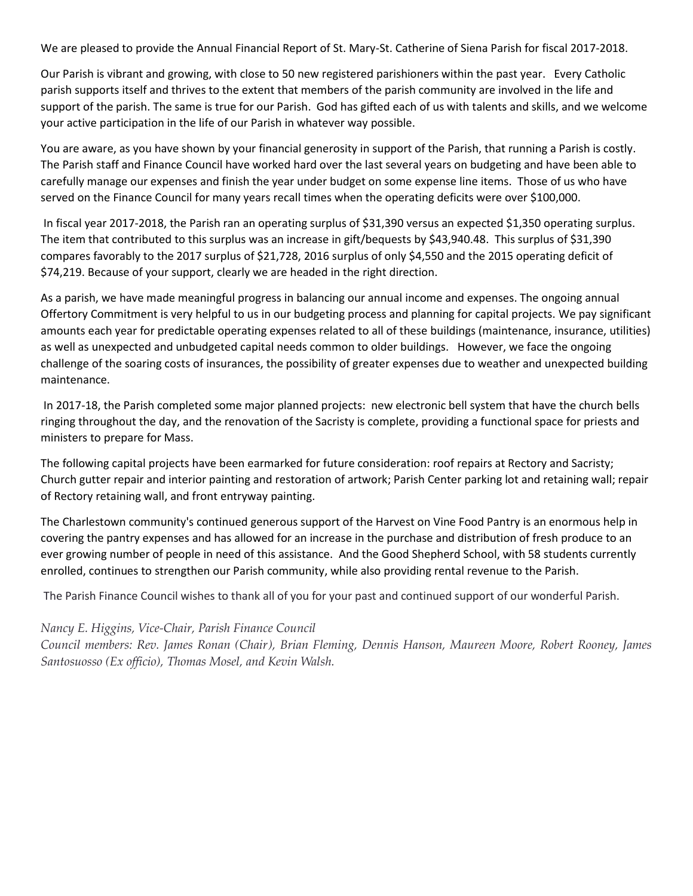We are pleased to provide the Annual Financial Report of St. Mary-St. Catherine of Siena Parish for fiscal 2017-2018.

Our Parish is vibrant and growing, with close to 50 new registered parishioners within the past year. Every Catholic parish supports itself and thrives to the extent that members of the parish community are involved in the life and support of the parish. The same is true for our Parish. God has gifted each of us with talents and skills, and we welcome your active participation in the life of our Parish in whatever way possible.

You are aware, as you have shown by your financial generosity in support of the Parish, that running a Parish is costly. The Parish staff and Finance Council have worked hard over the last several years on budgeting and have been able to carefully manage our expenses and finish the year under budget on some expense line items. Those of us who have served on the Finance Council for many years recall times when the operating deficits were over $100,000.

In fiscal year 2017-2018, the Parish ran an operating surplus of $31,390 versus an expected $1,350 operating surplus. The item that contributed to this surplus was an increase in gift/bequests by $43,940.48. This surplus of $31,390 compares favorably to the 2017 surplus of $21,728, 2016 surplus of only $4,550 and the 2015 operating deficit of $74,219. Because of your support, clearly we are headed in the right direction.

As a parish, we have made meaningful progress in balancing our annual income and expenses. The ongoing annual Offertory Commitment is very helpful to us in our budgeting process and planning for capital projects. We pay significant amounts each year for predictable operating expenses related to all of these buildings (maintenance, insurance, utilities) as well as unexpected and unbudgeted capital needs common to older buildings. However, we face the ongoing challenge of the soaring costs of insurances, the possibility of greater expenses due to weather and unexpected building maintenance.

In 2017-18, the Parish completed some major planned projects: new electronic bell system that have the church bells ringing throughout the day, and the renovation of the Sacristy is complete, providing a functional space for priests and ministers to prepare for Mass.

The following capital projects have been earmarked for future consideration: roof repairs at Rectory and Sacristy; Church gutter repair and interior painting and restoration of artwork; Parish Center parking lot and retaining wall; repair of Rectory retaining wall, and front entryway painting.

The Charlestown community's continued generous support of the Harvest on Vine Food Pantry is an enormous help in covering the pantry expenses and has allowed for an increase in the purchase and distribution of fresh produce to an ever growing number of people in need of this assistance. And the Good Shepherd School, with 58 students currently enrolled, continues to strengthen our Parish community, while also providing rental revenue to the Parish.

The Parish Finance Council wishes to thank all of you for your past and continued support of our wonderful Parish.

*Nancy E. Higgins, Vice-Chair, Parish Finance Council*
*Council members: Rev. James Ronan (Chair), Brian Fleming, Dennis Hanson, Maureen Moore, Robert Rooney, James Santosuosso (Ex officio), Thomas Mosel, and Kevin Walsh.*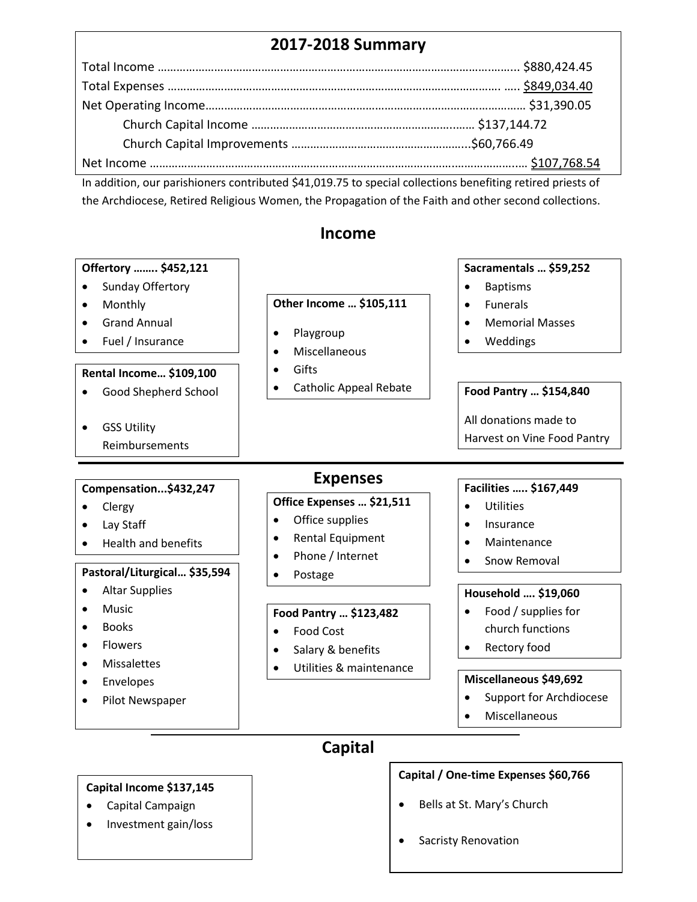## 2017-2018 Summary

| | |
|---|---|
| Total Income | $880,424.45 |
| Total Expenses | $849,034.40 |
| Net Operating Income | $31,390.05 |
| Church Capital Income | $137,144.72 |
| Church Capital Improvements | $60,766.49 |
| Net Income | $107,768.54 |

In addition, our parishioners contributed $41,019.75 to special collections benefiting retired priests of the Archdiocese, Retired Religious Women, the Propagation of the Faith and other second collections.

## Income

**Offertory …….. $452,121**

- Sunday Offertory
- Monthly
- Grand Annual
- Fuel / Insurance

**Rental Income… $109,100**

- Good Shepherd School
- GSS Utility Reimbursements

**Other Income … $105,111**

- Playgroup
- Miscellaneous
- Gifts
- Catholic Appeal Rebate

**Sacramentals … $59,252**

- Baptisms
- Funerals
- Memorial Masses
- Weddings

**Food Pantry … $154,840**

All donations made to Harvest on Vine Food Pantry

## Expenses

**Compensation...$432,247**

- Clergy
- Lay Staff
- Health and benefits

**Pastoral/Liturgical… $35,594**

- Altar Supplies
- Music
- Books
- Flowers
- Missalettes
- Envelopes
- Pilot Newspaper

**Office Expenses … $21,511**

- Office supplies
- Rental Equipment
- Phone / Internet
- Postage

**Food Pantry … $123,482**

- Food Cost
- Salary & benefits
- Utilities & maintenance

**Facilities ….. $167,449**

- Utilities
- Insurance
- Maintenance
- Snow Removal

**Household …. $19,060**

- Food / supplies for church functions
- Rectory food

**Miscellaneous $49,692**

- Support for Archdiocese
- Miscellaneous

## Capital

**Capital Income $137,145**

- Capital Campaign
- Investment gain/loss

**Capital / One-time Expenses $60,766**

- Bells at St. Mary's Church
- Sacristy Renovation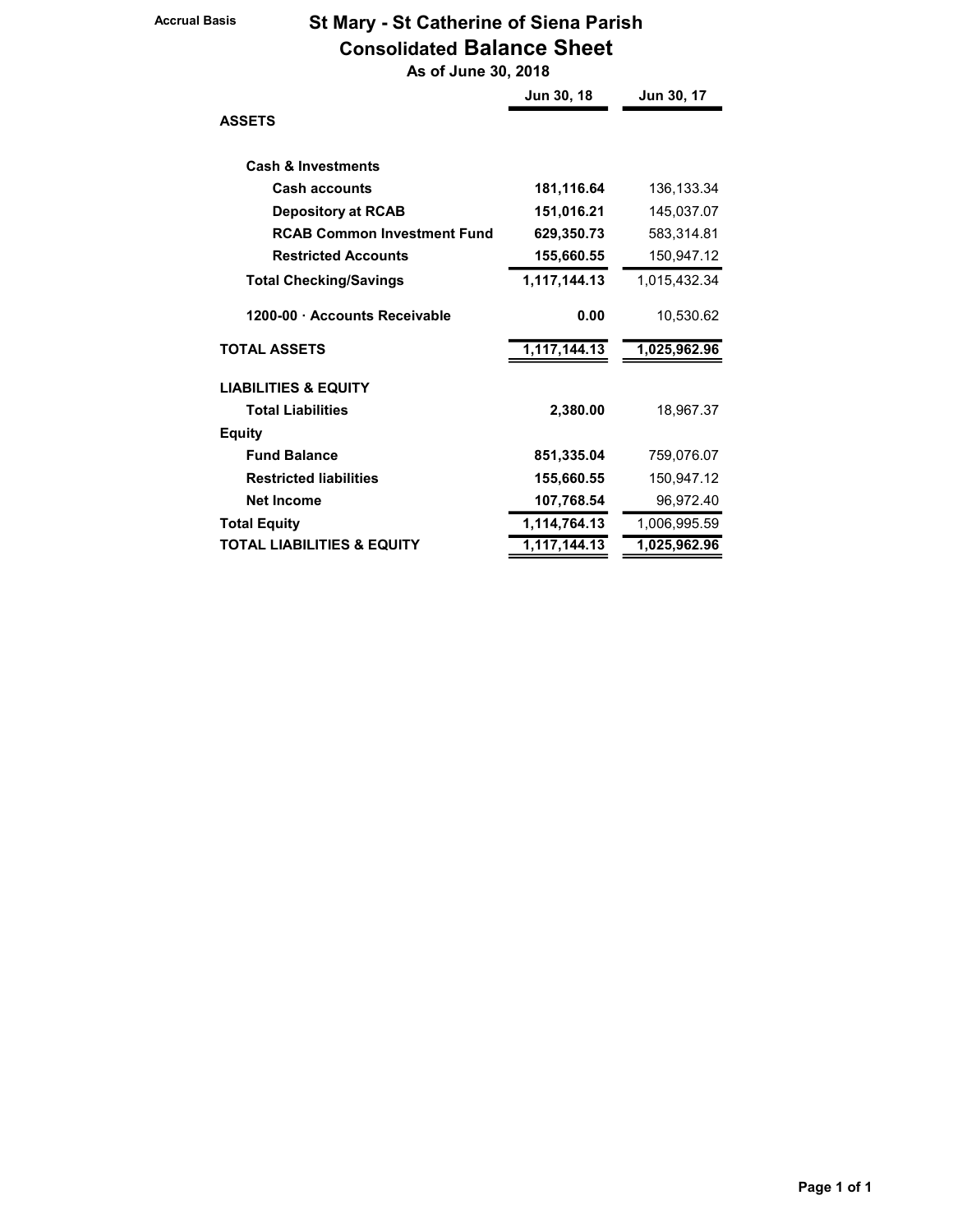Accrual Basis

# St Mary - St Catherine of Siena Parish

## Consolidated Balance Sheet

### As of June 30, 2018

| | Jun 30, 18 | Jun 30, 17 |
|---|---|---|
| **ASSETS** | | |
| **Cash & Investments** | | |
| **Cash accounts** | **181,116.64** | 136,133.34 |
| **Depository at RCAB** | **151,016.21** | 145,037.07 |
| **RCAB Common Investment Fund** | **629,350.73** | 583,314.81 |
| **Restricted Accounts** | **155,660.55** | 150,947.12 |
| **Total Checking/Savings** | **1,117,144.13** | 1,015,432.34 |
| **1200-00 · Accounts Receivable** | **0.00** | 10,530.62 |
| **TOTAL ASSETS** | **1,117,144.13** | **1,025,962.96** |
| **LIABILITIES & EQUITY** | | |
| **Total Liabilities** | **2,380.00** | 18,967.37 |
| **Equity** | | |
| **Fund Balance** | **851,335.04** | 759,076.07 |
| **Restricted liabilities** | **155,660.55** | 150,947.12 |
| **Net Income** | **107,768.54** | 96,972.40 |
| **Total Equity** | **1,114,764.13** | 1,006,995.59 |
| **TOTAL LIABILITIES & EQUITY** | **1,117,144.13** | **1,025,962.96** |